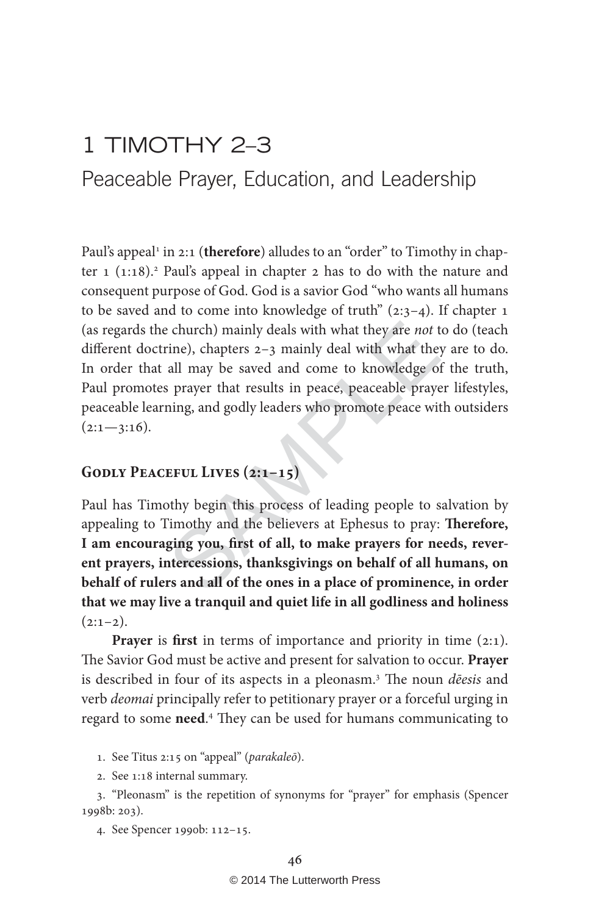# 1 TIMOTHY 2–3

## Peaceable Prayer, Education, and Leadership

Paul's appeal[1] in 2:1 (**therefore**) alludes to an "order" to Timothy in chapter 1 (1:18).[2] Paul's appeal in chapter 2 has to do with the nature and consequent purpose of God. God is a savior God "who wants all humans to be saved and to come into knowledge of truth" (2:3–4). If chapter 1 (as regards the church) mainly deals with what they are *not* to do (teach different doctrine), chapters 2–3 mainly deal with what they are to do. In order that all may be saved and come to knowledge of the truth, Paul promotes prayer that results in peace, peaceable prayer lifestyles, peaceable learning, and godly leaders who promote peace with outsiders (2:1—3:16).

### Godly Peaceful Lives (2:1–15)

Paul has Timothy begin this process of leading people to salvation by appealing to Timothy and the believers at Ephesus to pray: **Therefore, I am encouraging you, first of all, to make prayers for needs, reverent prayers, intercessions, thanksgivings on behalf of all humans, on behalf of rulers and all of the ones in a place of prominence, in order that we may live a tranquil and quiet life in all godliness and holiness** (2:1–2).

**Prayer** is **first** in terms of importance and priority in time (2:1). The Savior God must be active and present for salvation to occur. **Prayer** is described in four of its aspects in a pleonasm.[3] The noun *dēesis* and verb *deomai* principally refer to petitionary prayer or a forceful urging in regard to some **need**.[4] They can be used for humans communicating to

1. See Titus 2:15 on "appeal" (*parakaleō*).

2. See 1:18 internal summary.

3. "Pleonasm" is the repetition of synonyms for "prayer" for emphasis (Spencer 1998b: 203).

4. See Spencer 1990b: 112–15.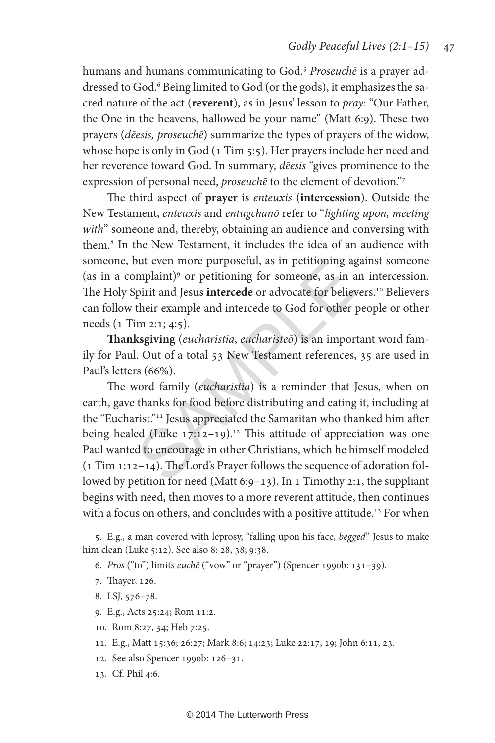humans and humans communicating to God.[5] *Proseuchē* is a prayer addressed to God.[6] Being limited to God (or the gods), it emphasizes the sacred nature of the act (**reverent**), as in Jesus' lesson to *pray*: "Our Father, the One in the heavens, hallowed be your name" (Matt 6:9). These two prayers (*dēesis, proseuchē*) summarize the types of prayers of the widow, whose hope is only in God (1 Tim 5:5). Her prayers include her need and her reverence toward God. In summary, *dēesis* "gives prominence to the expression of personal need, *proseuchē* to the element of devotion."[7]

The third aspect of **prayer** is *enteuxis* (**intercession**). Outside the New Testament, *enteuxis* and *entugchanō* refer to "*lighting upon, meeting with*" someone and, thereby, obtaining an audience and conversing with them.[8] In the New Testament, it includes the idea of an audience with someone, but even more purposeful, as in petitioning against someone (as in a complaint)[9] or petitioning for someone, as in an intercession. The Holy Spirit and Jesus **intercede** or advocate for believers.[10] Believers can follow their example and intercede to God for other people or other needs (1 Tim 2:1; 4:5).

**Thanksgiving** (*eucharistia*, *eucharisteō*) is an important word family for Paul. Out of a total 53 New Testament references, 35 are used in Paul's letters (66%).

The word family (*eucharistia*) is a reminder that Jesus, when on earth, gave thanks for food before distributing and eating it, including at the "Eucharist."[11] Jesus appreciated the Samaritan who thanked him after being healed (Luke 17:12–19).[12] This attitude of appreciation was one Paul wanted to encourage in other Christians, which he himself modeled (1 Tim 1:12–14). The Lord's Prayer follows the sequence of adoration followed by petition for need (Matt 6:9–13). In 1 Timothy 2:1, the suppliant begins with need, then moves to a more reverent attitude, then continues with a focus on others, and concludes with a positive attitude.[13] For when

5. E.g., a man covered with leprosy, "falling upon his face, *begged*" Jesus to make him clean (Luke 5:12). See also 8: 28, 38; 9:38.

6. *Pros* ("to") limits *euchē* ("vow" or "prayer") (Spencer 1990b: 131–39).

7. Thayer, 126.

8. LSJ, 576–78.

9. E.g., Acts 25:24; Rom 11:2.

10. Rom 8:27, 34; Heb 7:25.

11. E.g., Matt 15:36; 26:27; Mark 8:6; 14:23; Luke 22:17, 19; John 6:11, 23.

12. See also Spencer 1990b: 126–31.

13. Cf. Phil 4:6.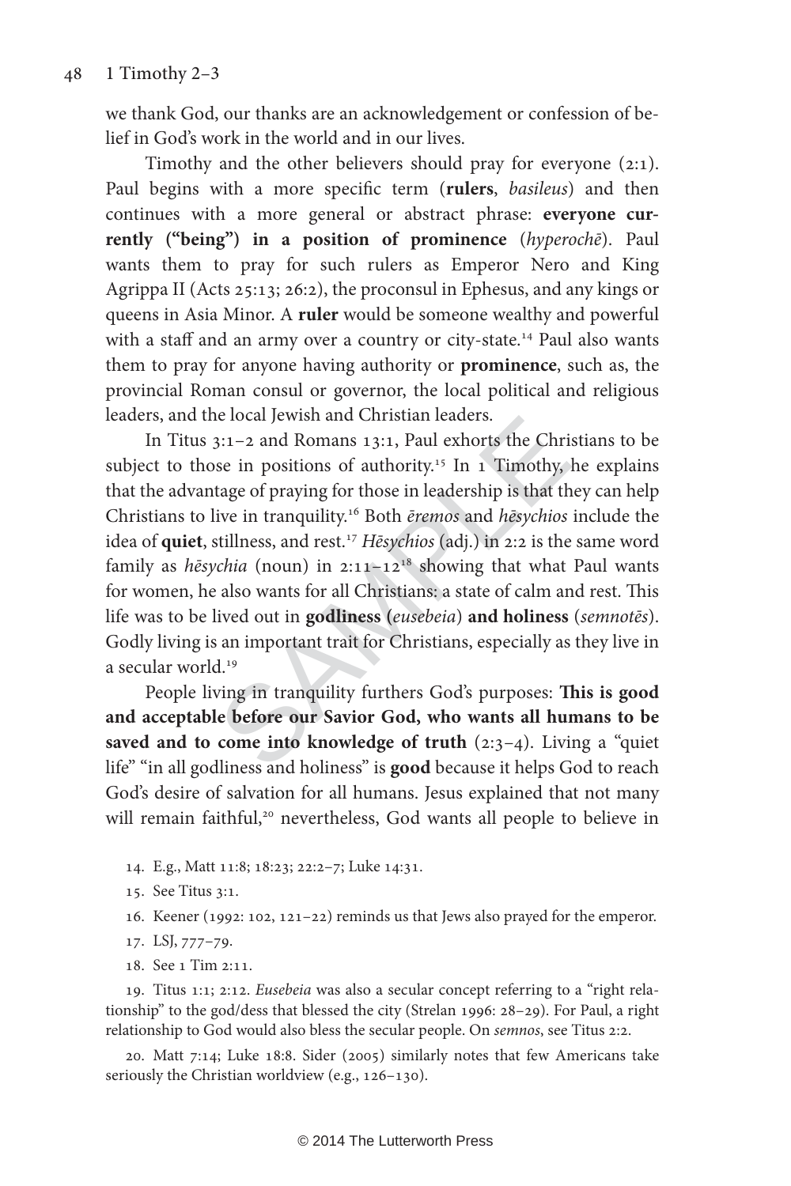we thank God, our thanks are an acknowledgement or confession of belief in God's work in the world and in our lives.

Timothy and the other believers should pray for everyone (2:1). Paul begins with a more specific term (**rulers**, *basileus*) and then continues with a more general or abstract phrase: **everyone currently ("being") in a position of prominence** (*hyperochē*). Paul wants them to pray for such rulers as Emperor Nero and King Agrippa II (Acts 25:13; 26:2), the proconsul in Ephesus, and any kings or queens in Asia Minor. A **ruler** would be someone wealthy and powerful with a staff and an army over a country or city-state.[14] Paul also wants them to pray for anyone having authority or **prominence**, such as, the provincial Roman consul or governor, the local political and religious leaders, and the local Jewish and Christian leaders.

In Titus 3:1–2 and Romans 13:1, Paul exhorts the Christians to be subject to those in positions of authority.[15] In 1 Timothy, he explains that the advantage of praying for those in leadership is that they can help Christians to live in tranquility.[16] Both *ēremos* and *hēsychios* include the idea of **quiet**, stillness, and rest.[17] *Hēsychios* (adj.) in 2:2 is the same word family as *hēsychia* (noun) in 2:11–12[18] showing that what Paul wants for women, he also wants for all Christians: a state of calm and rest. This life was to be lived out in **godliness (***eusebeia*) **and holiness** (*semnotēs*). Godly living is an important trait for Christians, especially as they live in a secular world.[19]

People living in tranquility furthers God's purposes: **This is good and acceptable before our Savior God, who wants all humans to be saved and to come into knowledge of truth** (2:3–4). Living a "quiet life" "in all godliness and holiness" is **good** because it helps God to reach God's desire of salvation for all humans. Jesus explained that not many will remain faithful,[20] nevertheless, God wants all people to believe in

14. E.g., Matt 11:8; 18:23; 22:2–7; Luke 14:31.

15. See Titus 3:1.

16. Keener (1992: 102, 121–22) reminds us that Jews also prayed for the emperor.

17. LSJ, 777–79.

18. See 1 Tim 2:11.

19. Titus 1:1; 2:12. *Eusebeia* was also a secular concept referring to a "right relationship" to the god/dess that blessed the city (Strelan 1996: 28–29). For Paul, a right relationship to God would also bless the secular people. On *semnos*, see Titus 2:2.

20. Matt 7:14; Luke 18:8. Sider (2005) similarly notes that few Americans take seriously the Christian worldview (e.g., 126–130).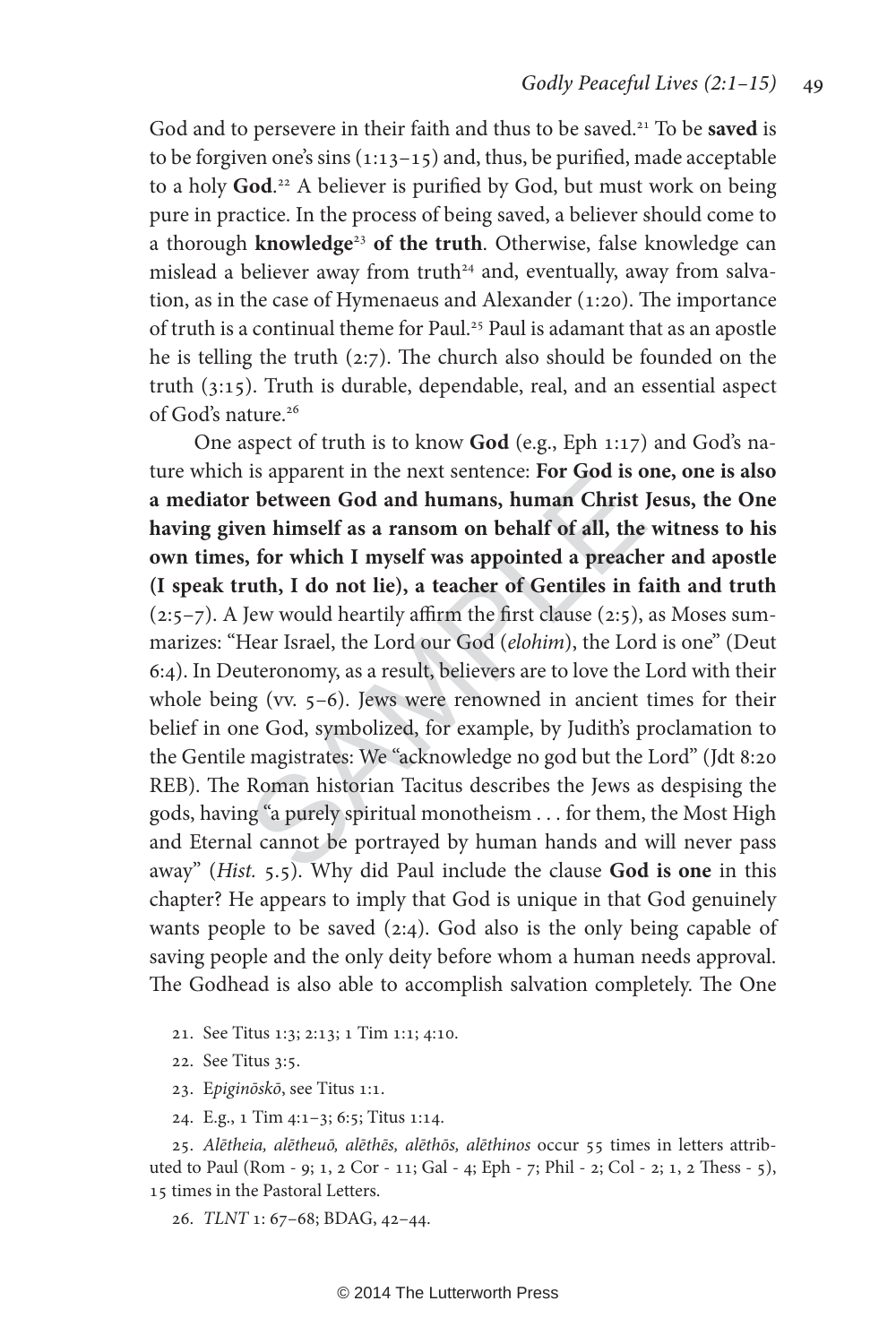God and to persevere in their faith and thus to be saved.[21] To be **saved** is to be forgiven one's sins (1:13–15) and, thus, be purified, made acceptable to a holy **God**.[22] A believer is purified by God, but must work on being pure in practice. In the process of being saved, a believer should come to a thorough **knowledge**[23] **of the truth**. Otherwise, false knowledge can mislead a believer away from truth[24] and, eventually, away from salvation, as in the case of Hymenaeus and Alexander (1:20). The importance of truth is a continual theme for Paul.[25] Paul is adamant that as an apostle he is telling the truth (2:7). The church also should be founded on the truth (3:15). Truth is durable, dependable, real, and an essential aspect of God's nature.[26]

One aspect of truth is to know **God** (e.g., Eph 1:17) and God's nature which is apparent in the next sentence: **For God is one, one is also a mediator between God and humans, human Christ Jesus, the One having given himself as a ransom on behalf of all, the witness to his own times, for which I myself was appointed a preacher and apostle (I speak truth, I do not lie), a teacher of Gentiles in faith and truth** (2:5–7). A Jew would heartily affirm the first clause (2:5), as Moses summarizes: "Hear Israel, the Lord our God (*elohim*), the Lord is one" (Deut 6:4). In Deuteronomy, as a result, believers are to love the Lord with their whole being (vv. 5–6). Jews were renowned in ancient times for their belief in one God, symbolized, for example, by Judith's proclamation to the Gentile magistrates: We "acknowledge no god but the Lord" (Jdt 8:20 REB). The Roman historian Tacitus describes the Jews as despising the gods, having "a purely spiritual monotheism . . . for them, the Most High and Eternal cannot be portrayed by human hands and will never pass away" (*Hist.* 5.5). Why did Paul include the clause **God is one** in this chapter? He appears to imply that God is unique in that God genuinely wants people to be saved (2:4). God also is the only being capable of saving people and the only deity before whom a human needs approval. The Godhead is also able to accomplish salvation completely. The One

21. See Titus 1:3; 2:13; 1 Tim 1:1; 4:10.

22. See Titus 3:5.

23. E*piginōskō*, see Titus 1:1.

24. E.g., 1 Tim 4:1–3; 6:5; Titus 1:14.

25. *Alētheia, alētheuō, alēthēs, alēthōs, alēthinos* occur 55 times in letters attributed to Paul (Rom - 9; 1, 2 Cor - 11; Gal - 4; Eph - 7; Phil - 2; Col - 2; 1, 2 Thess - 5), 15 times in the Pastoral Letters.

26. *TLNT* 1: 67–68; BDAG, 42–44.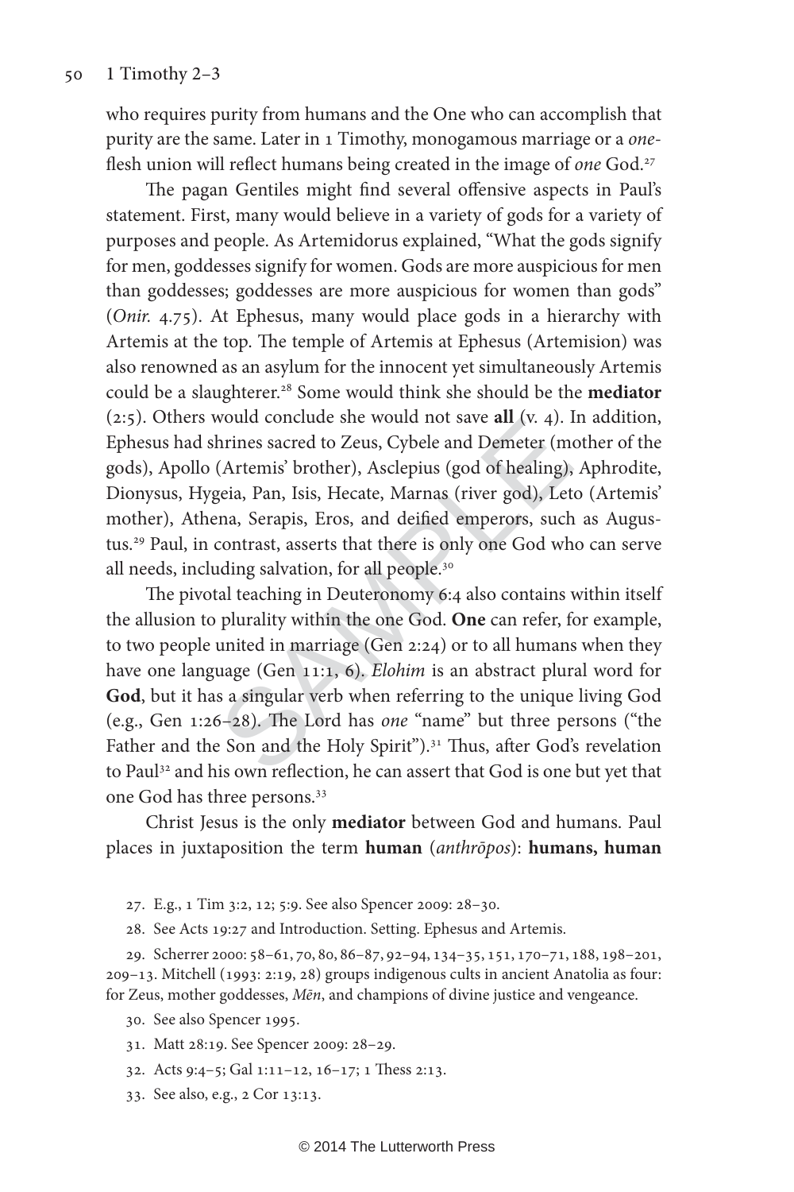who requires purity from humans and the One who can accomplish that purity are the same. Later in 1 Timothy, monogamous marriage or a *one*-flesh union will reflect humans being created in the image of *one* God.[27]

The pagan Gentiles might find several offensive aspects in Paul's statement. First, many would believe in a variety of gods for a variety of purposes and people. As Artemidorus explained, "What the gods signify for men, goddesses signify for women. Gods are more auspicious for men than goddesses; goddesses are more auspicious for women than gods" (*Onir.* 4.75). At Ephesus, many would place gods in a hierarchy with Artemis at the top. The temple of Artemis at Ephesus (Artemision) was also renowned as an asylum for the innocent yet simultaneously Artemis could be a slaughterer.[28] Some would think she should be the **mediator** (2:5). Others would conclude she would not save **all** (v. 4). In addition, Ephesus had shrines sacred to Zeus, Cybele and Demeter (mother of the gods), Apollo (Artemis' brother), Asclepius (god of healing), Aphrodite, Dionysus, Hygeia, Pan, Isis, Hecate, Marnas (river god), Leto (Artemis' mother), Athena, Serapis, Eros, and deified emperors, such as Augustus.[29] Paul, in contrast, asserts that there is only one God who can serve all needs, including salvation, for all people.[30]

The pivotal teaching in Deuteronomy 6:4 also contains within itself the allusion to plurality within the one God. **One** can refer, for example, to two people united in marriage (Gen 2:24) or to all humans when they have one language (Gen 11:1, 6). *Elohim* is an abstract plural word for **God**, but it has a singular verb when referring to the unique living God (e.g., Gen 1:26–28). The Lord has *one* "name" but three persons ("the Father and the Son and the Holy Spirit").[31] Thus, after God's revelation to Paul[32] and his own reflection, he can assert that God is one but yet that one God has three persons.[33]

Christ Jesus is the only **mediator** between God and humans. Paul places in juxtaposition the term **human** (*anthrōpos*): **humans, human**

27. E.g., 1 Tim 3:2, 12; 5:9. See also Spencer 2009: 28–30.

28. See Acts 19:27 and Introduction. Setting. Ephesus and Artemis.

29. Scherrer 2000: 58–61, 70, 80, 86–87, 92–94, 134–35, 151, 170–71, 188, 198–201, 209–13. Mitchell (1993: 2:19, 28) groups indigenous cults in ancient Anatolia as four: for Zeus, mother goddesses, *Mēn*, and champions of divine justice and vengeance.

30. See also Spencer 1995.

31. Matt 28:19. See Spencer 2009: 28–29.

32. Acts 9:4–5; Gal 1:11–12, 16–17; 1 Thess 2:13.

33. See also, e.g., 2 Cor 13:13.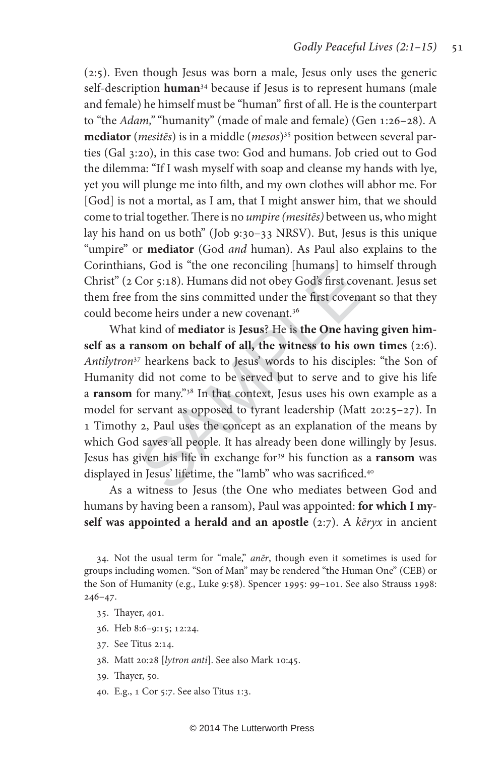(2:5). Even though Jesus was born a male, Jesus only uses the generic self-description **human**[34] because if Jesus is to represent humans (male and female) he himself must be "human" first of all. He is the counterpart to "the *Adam,*" "humanity" (made of male and female) (Gen 1:26–28). A **mediator** (*mesitēs*) is in a middle (*mesos*)[35] position between several parties (Gal 3:20), in this case two: God and humans. Job cried out to God the dilemma: "If I wash myself with soap and cleanse my hands with lye, yet you will plunge me into filth, and my own clothes will abhor me. For [God] is not a mortal, as I am, that I might answer him, that we should come to trial together. There is no *umpire (mesitēs)* between us, who might lay his hand on us both" (Job 9:30–33 NRSV). But, Jesus is this unique "umpire" or **mediator** (God *and* human). As Paul also explains to the Corinthians, God is "the one reconciling [humans] to himself through Christ" (2 Cor 5:18). Humans did not obey God's first covenant. Jesus set them free from the sins committed under the first covenant so that they could become heirs under a new covenant.[36]

What kind of **mediator** is **Jesus**? He is **the One having given himself as a ransom on behalf of all, the witness to his own times** (2:6). *Antilytron*[37] hearkens back to Jesus' words to his disciples: "the Son of Humanity did not come to be served but to serve and to give his life a **ransom** for many."[38] In that context, Jesus uses his own example as a model for servant as opposed to tyrant leadership (Matt 20:25–27). In 1 Timothy 2, Paul uses the concept as an explanation of the means by which God saves all people. It has already been done willingly by Jesus. Jesus has given his life in exchange for[39] his function as a **ransom** was displayed in Jesus' lifetime, the "lamb" who was sacrificed.[40]

As a witness to Jesus (the One who mediates between God and humans by having been a ransom), Paul was appointed: **for which I myself was appointed a herald and an apostle** (2:7). A *kēryx* in ancient

34. Not the usual term for "male," *anēr*, though even it sometimes is used for groups including women. "Son of Man" may be rendered "the Human One" (CEB) or the Son of Humanity (e.g., Luke 9:58). Spencer 1995: 99–101. See also Strauss 1998: 246–47.

35. Thayer, 401.

36. Heb 8:6–9:15; 12:24.

37. See Titus 2:14.

38. Matt 20:28 [*lytron anti*]. See also Mark 10:45.

39. Thayer, 50.

40. E.g., 1 Cor 5:7. See also Titus 1:3.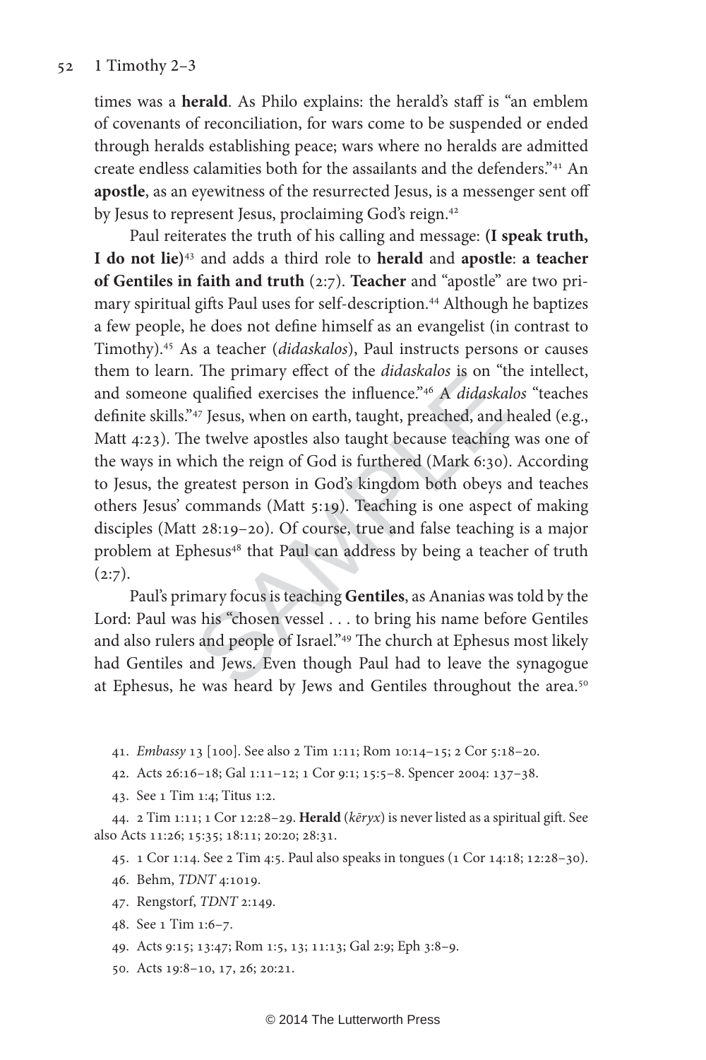times was a **herald**. As Philo explains: the herald's staff is "an emblem of covenants of reconciliation, for wars come to be suspended or ended through heralds establishing peace; wars where no heralds are admitted create endless calamities both for the assailants and the defenders."[41] An **apostle**, as an eyewitness of the resurrected Jesus, is a messenger sent off by Jesus to represent Jesus, proclaiming God's reign.[42]

Paul reiterates the truth of his calling and message: **(I speak truth, I do not lie)**[43] and adds a third role to **herald** and **apostle**: **a teacher of Gentiles in faith and truth** (2:7). **Teacher** and "apostle" are two primary spiritual gifts Paul uses for self-description.[44] Although he baptizes a few people, he does not define himself as an evangelist (in contrast to Timothy).[45] As a teacher (*didaskalos*), Paul instructs persons or causes them to learn. The primary effect of the *didaskalos* is on "the intellect, and someone qualified exercises the influence."[46] A *didaskalos* "teaches definite skills."[47] Jesus, when on earth, taught, preached, and healed (e.g., Matt 4:23). The twelve apostles also taught because teaching was one of the ways in which the reign of God is furthered (Mark 6:30). According to Jesus, the greatest person in God's kingdom both obeys and teaches others Jesus' commands (Matt 5:19). Teaching is one aspect of making disciples (Matt 28:19–20). Of course, true and false teaching is a major problem at Ephesus[48] that Paul can address by being a teacher of truth (2:7).

Paul's primary focus is teaching **Gentiles**, as Ananias was told by the Lord: Paul was his "chosen vessel . . . to bring his name before Gentiles and also rulers and people of Israel."[49] The church at Ephesus most likely had Gentiles and Jews. Even though Paul had to leave the synagogue at Ephesus, he was heard by Jews and Gentiles throughout the area.[50]

41. *Embassy* 13 [100]. See also 2 Tim 1:11; Rom 10:14–15; 2 Cor 5:18–20.

42. Acts 26:16–18; Gal 1:11–12; 1 Cor 9:1; 15:5–8. Spencer 2004: 137–38.

43. See 1 Tim 1:4; Titus 1:2.

44. 2 Tim 1:11; 1 Cor 12:28–29. **Herald** (*kēryx*) is never listed as a spiritual gift. See also Acts 11:26; 15:35; 18:11; 20:20; 28:31.

45. 1 Cor 1:14. See 2 Tim 4:5. Paul also speaks in tongues (1 Cor 14:18; 12:28–30).

46. Behm, *TDNT* 4:1019.

47. Rengstorf, *TDNT* 2:149.

48. See 1 Tim 1:6–7.

49. Acts 9:15; 13:47; Rom 1:5, 13; 11:13; Gal 2:9; Eph 3:8–9.

50. Acts 19:8–10, 17, 26; 20:21.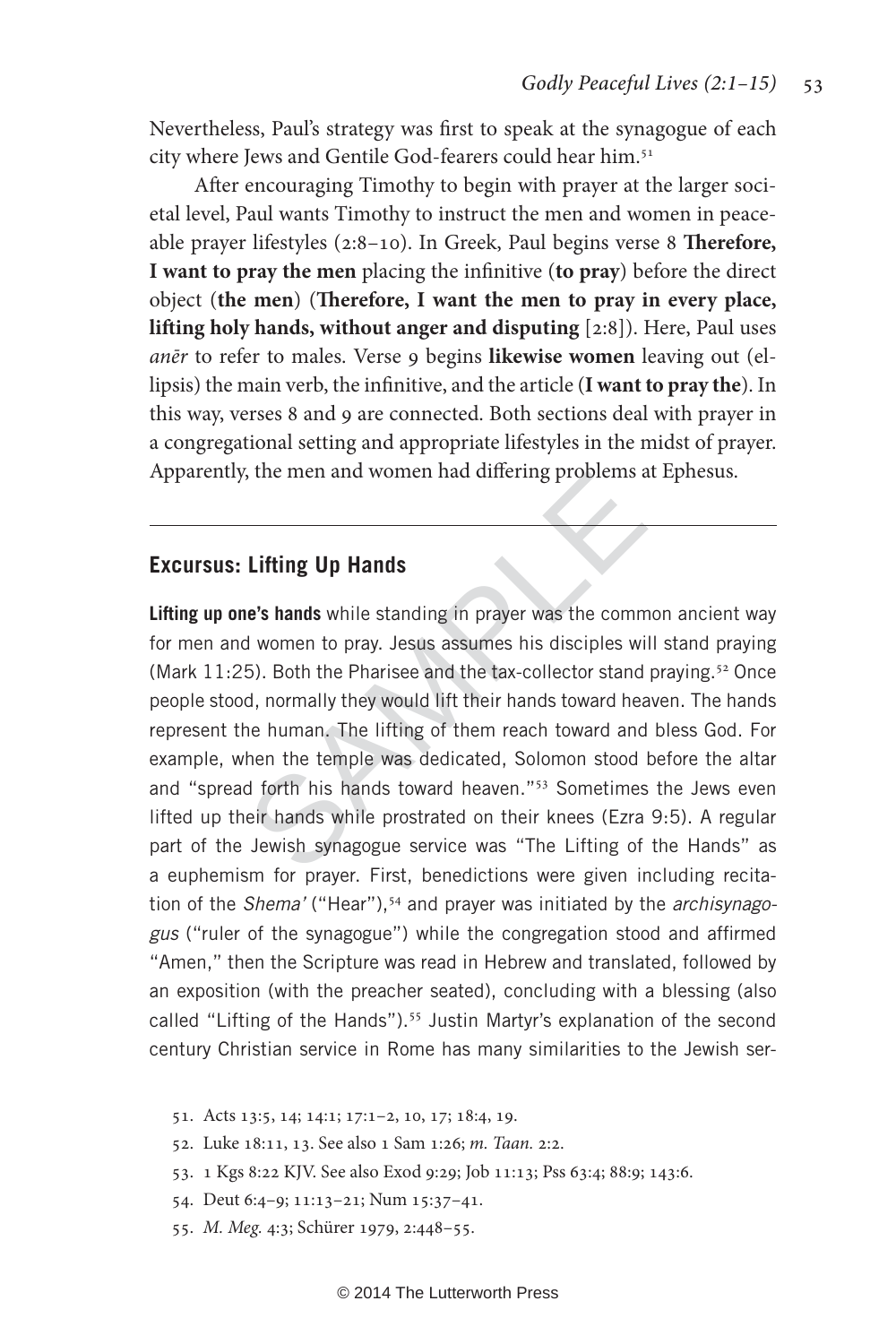Nevertheless, Paul's strategy was first to speak at the synagogue of each city where Jews and Gentile God-fearers could hear him.[51]

After encouraging Timothy to begin with prayer at the larger societal level, Paul wants Timothy to instruct the men and women in peaceable prayer lifestyles (2:8–10). In Greek, Paul begins verse 8 **Therefore, I want to pray the men** placing the infinitive (**to pray**) before the direct object (**the men**) (**Therefore, I want the men to pray in every place, lifting holy hands, without anger and disputing** [2:8]). Here, Paul uses *anēr* to refer to males. Verse 9 begins **likewise women** leaving out (ellipsis) the main verb, the infinitive, and the article (**I want to pray the**). In this way, verses 8 and 9 are connected. Both sections deal with prayer in a congregational setting and appropriate lifestyles in the midst of prayer. Apparently, the men and women had differing problems at Ephesus.

---

### Excursus: Lifting Up Hands

**Lifting up one's hands** while standing in prayer was the common ancient way for men and women to pray. Jesus assumes his disciples will stand praying (Mark 11:25). Both the Pharisee and the tax-collector stand praying.[52] Once people stood, normally they would lift their hands toward heaven. The hands represent the human. The lifting of them reach toward and bless God. For example, when the temple was dedicated, Solomon stood before the altar and "spread forth his hands toward heaven."[53] Sometimes the Jews even lifted up their hands while prostrated on their knees (Ezra 9:5). A regular part of the Jewish synagogue service was "The Lifting of the Hands" as a euphemism for prayer. First, benedictions were given including recitation of the *Shema'* ("Hear"),[54] and prayer was initiated by the *archisynagogus* ("ruler of the synagogue") while the congregation stood and affirmed "Amen," then the Scripture was read in Hebrew and translated, followed by an exposition (with the preacher seated), concluding with a blessing (also called "Lifting of the Hands").[55] Justin Martyr's explanation of the second century Christian service in Rome has many similarities to the Jewish ser-

---

51. Acts 13:5, 14; 14:1; 17:1–2, 10, 17; 18:4, 19.

52. Luke 18:11, 13. See also 1 Sam 1:26; *m. Taan.* 2:2.

53. 1 Kgs 8:22 KJV. See also Exod 9:29; Job 11:13; Pss 63:4; 88:9; 143:6.

54. Deut 6:4–9; 11:13–21; Num 15:37–41.

55. *M. Meg.* 4:3; Schürer 1979, 2:448–55.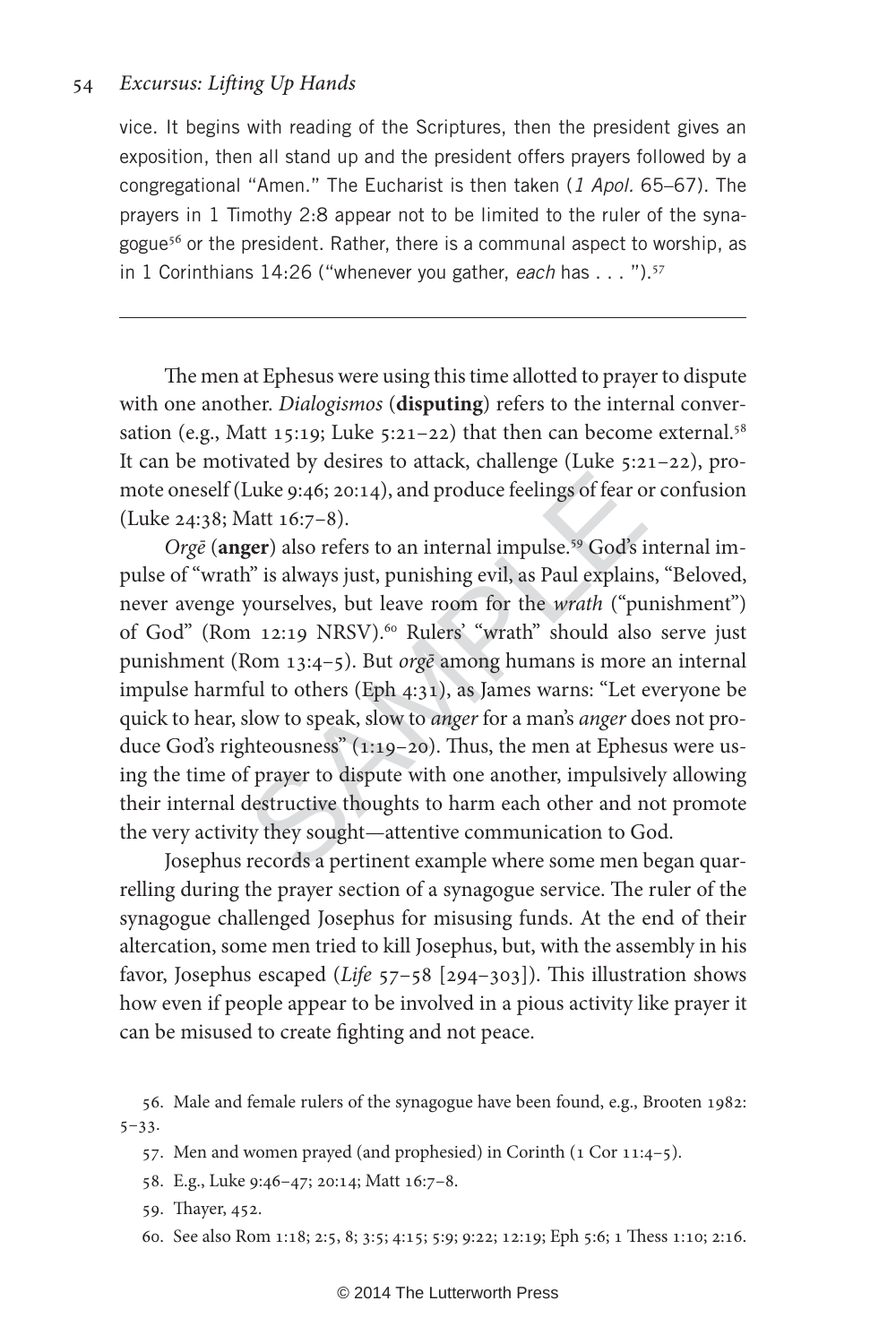vice. It begins with reading of the Scriptures, then the president gives an exposition, then all stand up and the president offers prayers followed by a congregational "Amen." The Eucharist is then taken (*1 Apol.* 65–67). The prayers in 1 Timothy 2:8 appear not to be limited to the ruler of the synagogue[56] or the president. Rather, there is a communal aspect to worship, as in 1 Corinthians 14:26 ("whenever you gather, *each* has . . . ").[57]

---

The men at Ephesus were using this time allotted to prayer to dispute with one another. *Dialogismos* (**disputing**) refers to the internal conversation (e.g., Matt 15:19; Luke 5:21–22) that then can become external.[58] It can be motivated by desires to attack, challenge (Luke 5:21–22), promote oneself (Luke 9:46; 20:14), and produce feelings of fear or confusion (Luke 24:38; Matt 16:7–8).

*Orgē* (**anger**) also refers to an internal impulse.[59] God's internal impulse of "wrath" is always just, punishing evil, as Paul explains, "Beloved, never avenge yourselves, but leave room for the *wrath* ("punishment") of God" (Rom 12:19 NRSV).[60] Rulers' "wrath" should also serve just punishment (Rom 13:4–5). But *orgē* among humans is more an internal impulse harmful to others (Eph 4:31), as James warns: "Let everyone be quick to hear, slow to speak, slow to *anger* for a man's *anger* does not produce God's righteousness" (1:19–20). Thus, the men at Ephesus were using the time of prayer to dispute with one another, impulsively allowing their internal destructive thoughts to harm each other and not promote the very activity they sought—attentive communication to God.

Josephus records a pertinent example where some men began quarrelling during the prayer section of a synagogue service. The ruler of the synagogue challenged Josephus for misusing funds. At the end of their altercation, some men tried to kill Josephus, but, with the assembly in his favor, Josephus escaped (*Life* 57–58 [294–303]). This illustration shows how even if people appear to be involved in a pious activity like prayer it can be misused to create fighting and not peace.

56. Male and female rulers of the synagogue have been found, e.g., Brooten 1982: 5–33.

57. Men and women prayed (and prophesied) in Corinth (1 Cor 11:4–5).

58. E.g., Luke 9:46–47; 20:14; Matt 16:7–8.

59. Thayer, 452.

60. See also Rom 1:18; 2:5, 8; 3:5; 4:15; 5:9; 9:22; 12:19; Eph 5:6; 1 Thess 1:10; 2:16.